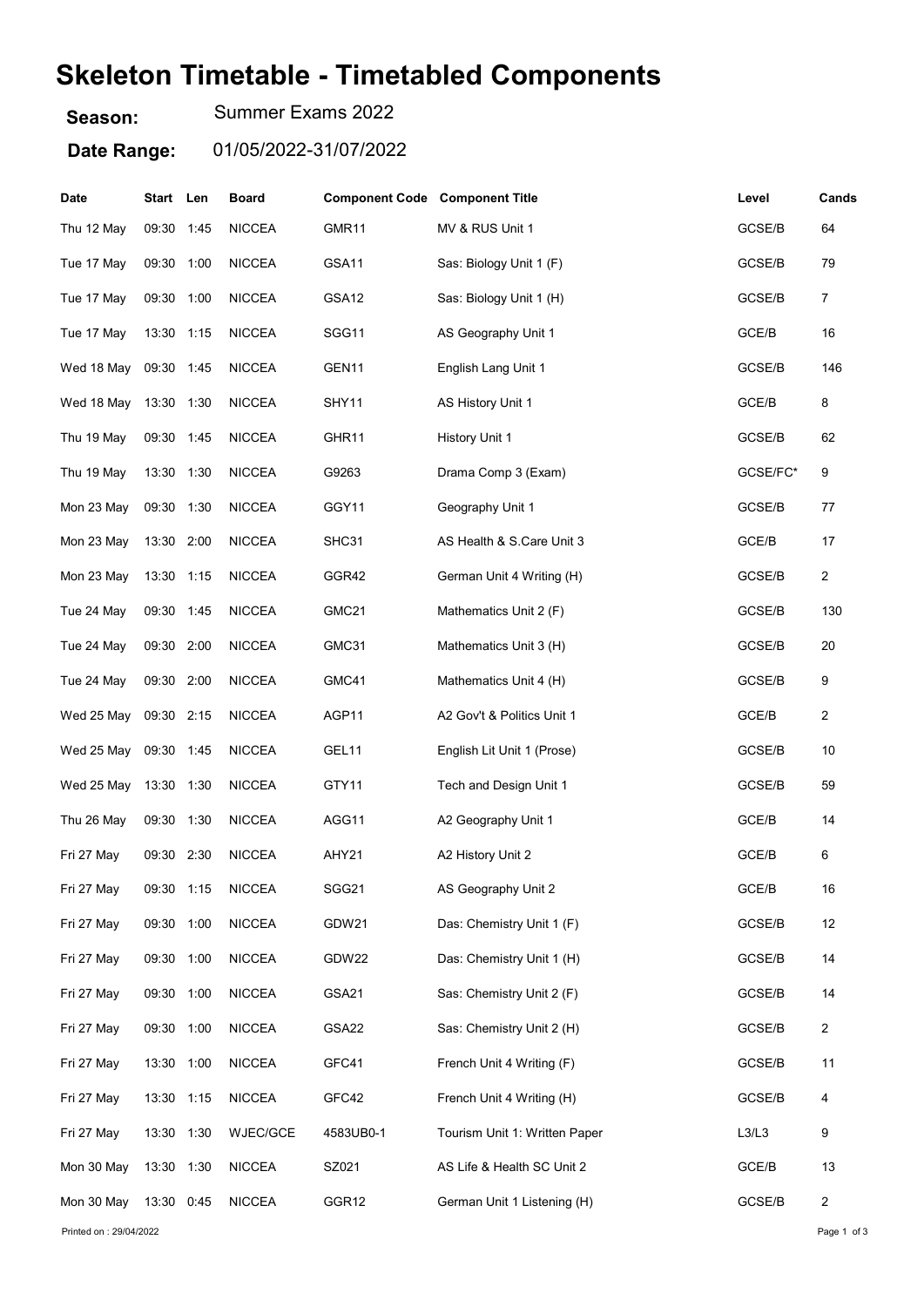# Skeleton Timetable - Timetabled Components

**Season:** Summer Exams 2022

**Date Range:** 01/05/2022-31/07/2022

| Date | Start | Len | Board | Component Code | Component Title | Level | Cands |
|---|---|---|---|---|---|---|---|
| Thu 12 May | 09:30 | 1:45 | NICCEA | GMR11 | MV & RUS Unit 1 | GCSE/B | 64 |
| Tue 17 May | 09:30 | 1:00 | NICCEA | GSA11 | Sas: Biology Unit 1 (F) | GCSE/B | 79 |
| Tue 17 May | 09:30 | 1:00 | NICCEA | GSA12 | Sas: Biology Unit 1 (H) | GCSE/B | 7 |
| Tue 17 May | 13:30 | 1:15 | NICCEA | SGG11 | AS Geography Unit 1 | GCE/B | 16 |
| Wed 18 May | 09:30 | 1:45 | NICCEA | GEN11 | English Lang Unit 1 | GCSE/B | 146 |
| Wed 18 May | 13:30 | 1:30 | NICCEA | SHY11 | AS History Unit 1 | GCE/B | 8 |
| Thu 19 May | 09:30 | 1:45 | NICCEA | GHR11 | History Unit 1 | GCSE/B | 62 |
| Thu 19 May | 13:30 | 1:30 | NICCEA | G9263 | Drama Comp 3 (Exam) | GCSE/FC* | 9 |
| Mon 23 May | 09:30 | 1:30 | NICCEA | GGY11 | Geography Unit 1 | GCSE/B | 77 |
| Mon 23 May | 13:30 | 2:00 | NICCEA | SHC31 | AS Health & S.Care Unit 3 | GCE/B | 17 |
| Mon 23 May | 13:30 | 1:15 | NICCEA | GGR42 | German Unit 4 Writing (H) | GCSE/B | 2 |
| Tue 24 May | 09:30 | 1:45 | NICCEA | GMC21 | Mathematics Unit 2 (F) | GCSE/B | 130 |
| Tue 24 May | 09:30 | 2:00 | NICCEA | GMC31 | Mathematics Unit 3 (H) | GCSE/B | 20 |
| Tue 24 May | 09:30 | 2:00 | NICCEA | GMC41 | Mathematics Unit 4 (H) | GCSE/B | 9 |
| Wed 25 May | 09:30 | 2:15 | NICCEA | AGP11 | A2 Gov't & Politics Unit 1 | GCE/B | 2 |
| Wed 25 May | 09:30 | 1:45 | NICCEA | GEL11 | English Lit Unit 1 (Prose) | GCSE/B | 10 |
| Wed 25 May | 13:30 | 1:30 | NICCEA | GTY11 | Tech and Design Unit 1 | GCSE/B | 59 |
| Thu 26 May | 09:30 | 1:30 | NICCEA | AGG11 | A2 Geography Unit 1 | GCE/B | 14 |
| Fri 27 May | 09:30 | 2:30 | NICCEA | AHY21 | A2 History Unit 2 | GCE/B | 6 |
| Fri 27 May | 09:30 | 1:15 | NICCEA | SGG21 | AS Geography Unit 2 | GCE/B | 16 |
| Fri 27 May | 09:30 | 1:00 | NICCEA | GDW21 | Das: Chemistry Unit 1 (F) | GCSE/B | 12 |
| Fri 27 May | 09:30 | 1:00 | NICCEA | GDW22 | Das: Chemistry Unit 1 (H) | GCSE/B | 14 |
| Fri 27 May | 09:30 | 1:00 | NICCEA | GSA21 | Sas: Chemistry Unit 2 (F) | GCSE/B | 14 |
| Fri 27 May | 09:30 | 1:00 | NICCEA | GSA22 | Sas: Chemistry Unit 2 (H) | GCSE/B | 2 |
| Fri 27 May | 13:30 | 1:00 | NICCEA | GFC41 | French Unit 4 Writing (F) | GCSE/B | 11 |
| Fri 27 May | 13:30 | 1:15 | NICCEA | GFC42 | French Unit 4 Writing (H) | GCSE/B | 4 |
| Fri 27 May | 13:30 | 1:30 | WJEC/GCE | 4583UB0-1 | Tourism Unit 1: Written Paper | L3/L3 | 9 |
| Mon 30 May | 13:30 | 1:30 | NICCEA | SZ021 | AS Life & Health SC Unit 2 | GCE/B | 13 |
| Mon 30 May | 13:30 | 0:45 | NICCEA | GGR12 | German Unit 1 Listening (H) | GCSE/B | 2 |

Printed on : 29/04/2022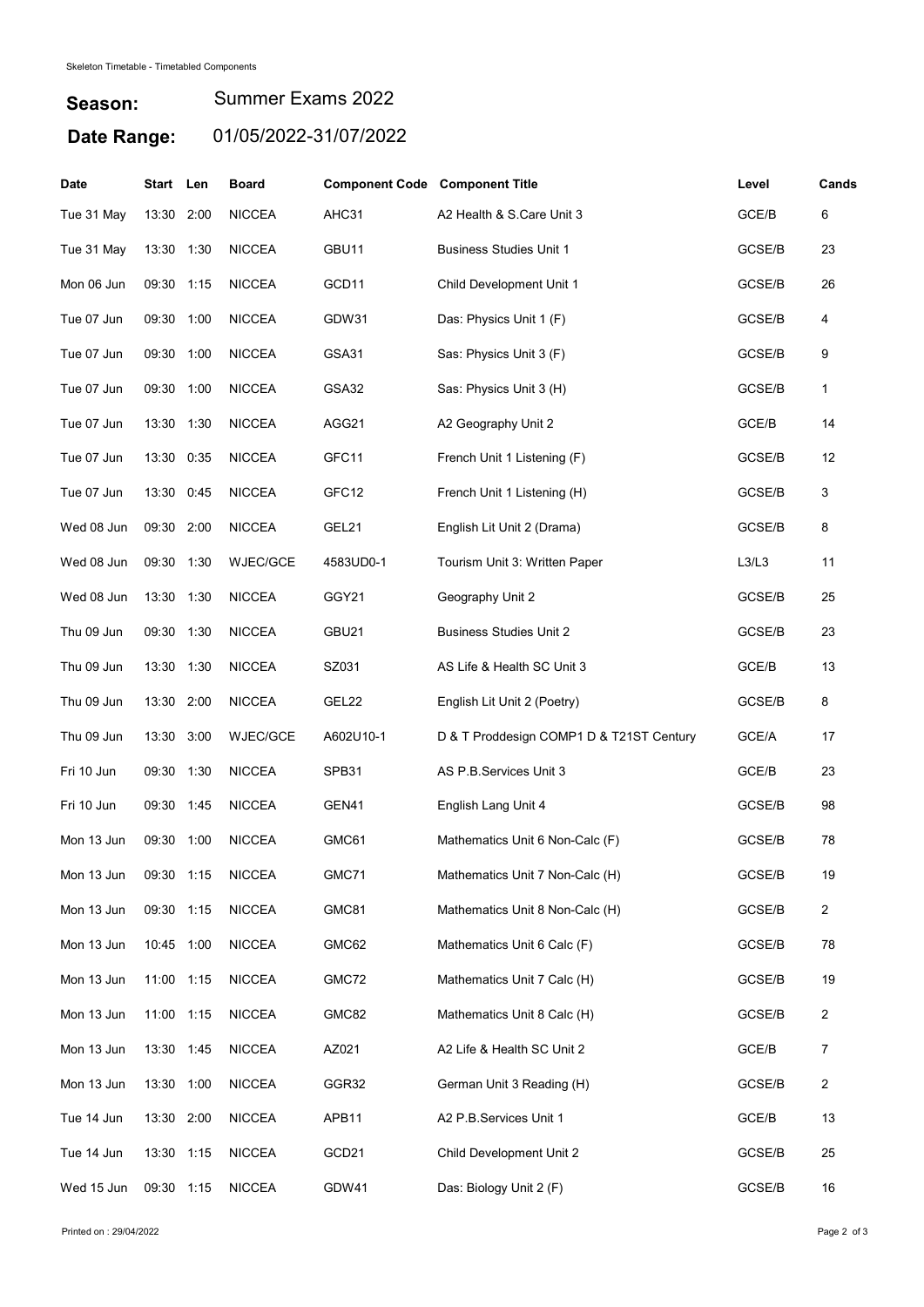Skeleton Timetable - Timetabled Components

**Season:** Summer Exams 2022

**Date Range:** 01/05/2022-31/07/2022

| Date | Start | Len | Board | Component Code | Component Title | Level | Cands |
|---|---|---|---|---|---|---|---|
| Tue 31 May | 13:30 | 2:00 | NICCEA | AHC31 | A2 Health & S.Care Unit 3 | GCE/B | 6 |
| Tue 31 May | 13:30 | 1:30 | NICCEA | GBU11 | Business Studies Unit 1 | GCSE/B | 23 |
| Mon 06 Jun | 09:30 | 1:15 | NICCEA | GCD11 | Child Development Unit 1 | GCSE/B | 26 |
| Tue 07 Jun | 09:30 | 1:00 | NICCEA | GDW31 | Das: Physics Unit 1 (F) | GCSE/B | 4 |
| Tue 07 Jun | 09:30 | 1:00 | NICCEA | GSA31 | Sas: Physics Unit 3 (F) | GCSE/B | 9 |
| Tue 07 Jun | 09:30 | 1:00 | NICCEA | GSA32 | Sas: Physics Unit 3 (H) | GCSE/B | 1 |
| Tue 07 Jun | 13:30 | 1:30 | NICCEA | AGG21 | A2 Geography Unit 2 | GCE/B | 14 |
| Tue 07 Jun | 13:30 | 0:35 | NICCEA | GFC11 | French Unit 1 Listening (F) | GCSE/B | 12 |
| Tue 07 Jun | 13:30 | 0:45 | NICCEA | GFC12 | French Unit 1 Listening (H) | GCSE/B | 3 |
| Wed 08 Jun | 09:30 | 2:00 | NICCEA | GEL21 | English Lit Unit 2 (Drama) | GCSE/B | 8 |
| Wed 08 Jun | 09:30 | 1:30 | WJEC/GCE | 4583UD0-1 | Tourism Unit 3: Written Paper | L3/L3 | 11 |
| Wed 08 Jun | 13:30 | 1:30 | NICCEA | GGY21 | Geography Unit 2 | GCSE/B | 25 |
| Thu 09 Jun | 09:30 | 1:30 | NICCEA | GBU21 | Business Studies Unit 2 | GCSE/B | 23 |
| Thu 09 Jun | 13:30 | 1:30 | NICCEA | SZ031 | AS Life & Health SC Unit 3 | GCE/B | 13 |
| Thu 09 Jun | 13:30 | 2:00 | NICCEA | GEL22 | English Lit Unit 2 (Poetry) | GCSE/B | 8 |
| Thu 09 Jun | 13:30 | 3:00 | WJEC/GCE | A602U10-1 | D & T Proddesign COMP1 D & T21ST Century | GCE/A | 17 |
| Fri 10 Jun | 09:30 | 1:30 | NICCEA | SPB31 | AS P.B.Services Unit 3 | GCE/B | 23 |
| Fri 10 Jun | 09:30 | 1:45 | NICCEA | GEN41 | English Lang Unit 4 | GCSE/B | 98 |
| Mon 13 Jun | 09:30 | 1:00 | NICCEA | GMC61 | Mathematics Unit 6 Non-Calc (F) | GCSE/B | 78 |
| Mon 13 Jun | 09:30 | 1:15 | NICCEA | GMC71 | Mathematics Unit 7 Non-Calc (H) | GCSE/B | 19 |
| Mon 13 Jun | 09:30 | 1:15 | NICCEA | GMC81 | Mathematics Unit 8 Non-Calc (H) | GCSE/B | 2 |
| Mon 13 Jun | 10:45 | 1:00 | NICCEA | GMC62 | Mathematics Unit 6 Calc (F) | GCSE/B | 78 |
| Mon 13 Jun | 11:00 | 1:15 | NICCEA | GMC72 | Mathematics Unit 7 Calc (H) | GCSE/B | 19 |
| Mon 13 Jun | 11:00 | 1:15 | NICCEA | GMC82 | Mathematics Unit 8 Calc (H) | GCSE/B | 2 |
| Mon 13 Jun | 13:30 | 1:45 | NICCEA | AZ021 | A2 Life & Health SC Unit 2 | GCE/B | 7 |
| Mon 13 Jun | 13:30 | 1:00 | NICCEA | GGR32 | German Unit 3 Reading (H) | GCSE/B | 2 |
| Tue 14 Jun | 13:30 | 2:00 | NICCEA | APB11 | A2 P.B.Services Unit 1 | GCE/B | 13 |
| Tue 14 Jun | 13:30 | 1:15 | NICCEA | GCD21 | Child Development Unit 2 | GCSE/B | 25 |
| Wed 15 Jun | 09:30 | 1:15 | NICCEA | GDW41 | Das: Biology Unit 2 (F) | GCSE/B | 16 |

Printed on : 29/04/2022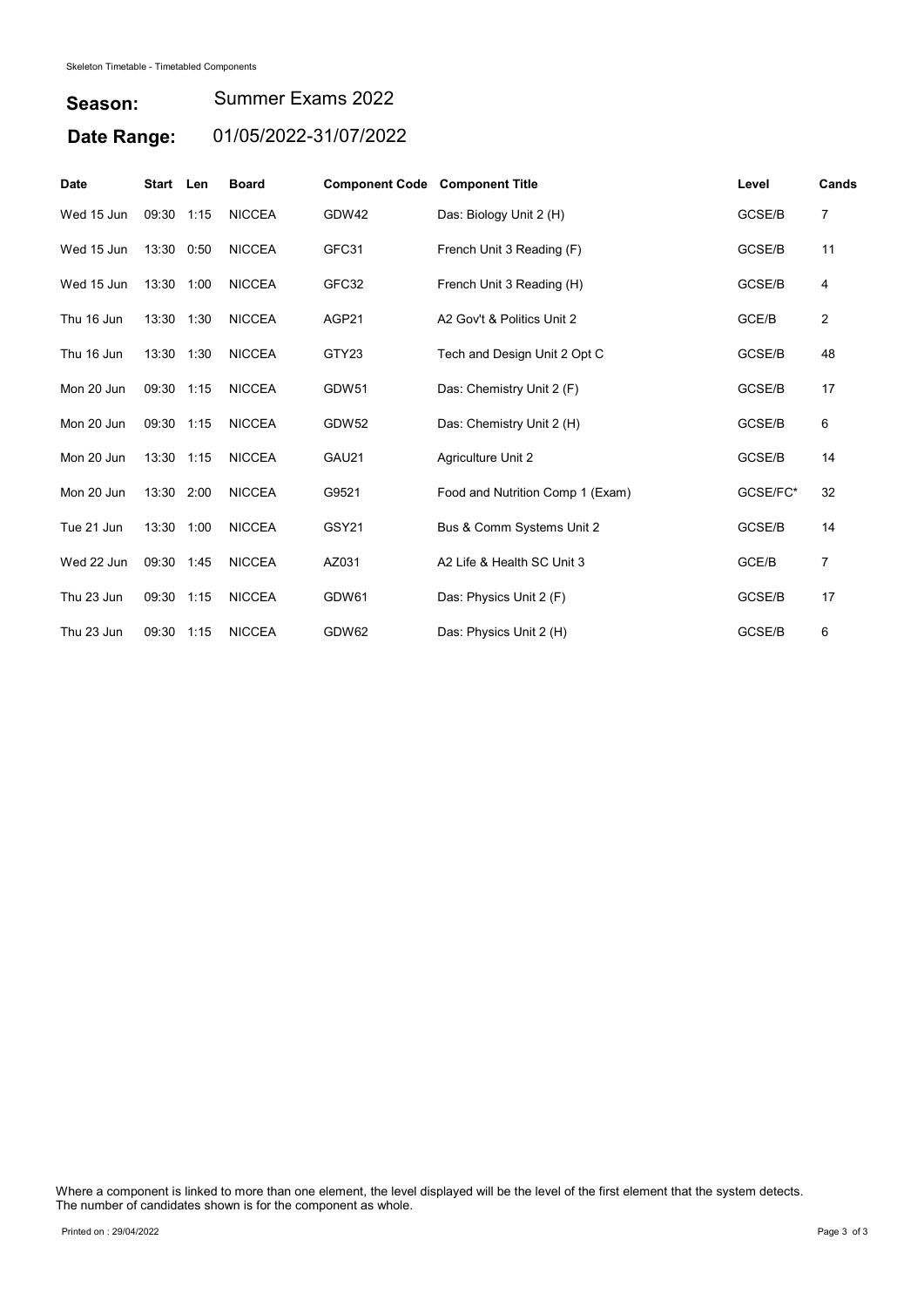Skeleton Timetable - Timetabled Components

**Season:** Summer Exams 2022

**Date Range:** 01/05/2022-31/07/2022

| Date | Start | Len | Board | Component Code | Component Title | Level | Cands |
|---|---|---|---|---|---|---|---|
| Wed 15 Jun | 09:30 | 1:15 | NICCEA | GDW42 | Das: Biology Unit 2 (H) | GCSE/B | 7 |
| Wed 15 Jun | 13:30 | 0:50 | NICCEA | GFC31 | French Unit 3 Reading (F) | GCSE/B | 11 |
| Wed 15 Jun | 13:30 | 1:00 | NICCEA | GFC32 | French Unit 3 Reading (H) | GCSE/B | 4 |
| Thu 16 Jun | 13:30 | 1:30 | NICCEA | AGP21 | A2 Gov't & Politics Unit 2 | GCE/B | 2 |
| Thu 16 Jun | 13:30 | 1:30 | NICCEA | GTY23 | Tech and Design Unit 2 Opt C | GCSE/B | 48 |
| Mon 20 Jun | 09:30 | 1:15 | NICCEA | GDW51 | Das: Chemistry Unit 2 (F) | GCSE/B | 17 |
| Mon 20 Jun | 09:30 | 1:15 | NICCEA | GDW52 | Das: Chemistry Unit 2 (H) | GCSE/B | 6 |
| Mon 20 Jun | 13:30 | 1:15 | NICCEA | GAU21 | Agriculture Unit 2 | GCSE/B | 14 |
| Mon 20 Jun | 13:30 | 2:00 | NICCEA | G9521 | Food and Nutrition Comp 1 (Exam) | GCSE/FC* | 32 |
| Tue 21 Jun | 13:30 | 1:00 | NICCEA | GSY21 | Bus & Comm Systems Unit 2 | GCSE/B | 14 |
| Wed 22 Jun | 09:30 | 1:45 | NICCEA | AZ031 | A2 Life & Health SC Unit 3 | GCE/B | 7 |
| Thu 23 Jun | 09:30 | 1:15 | NICCEA | GDW61 | Das: Physics Unit 2 (F) | GCSE/B | 17 |
| Thu 23 Jun | 09:30 | 1:15 | NICCEA | GDW62 | Das: Physics Unit 2 (H) | GCSE/B | 6 |

Where a component is linked to more than one element, the level displayed will be the level of the first element that the system detects.
The number of candidates shown is for the component as whole.

Printed on : 29/04/2022